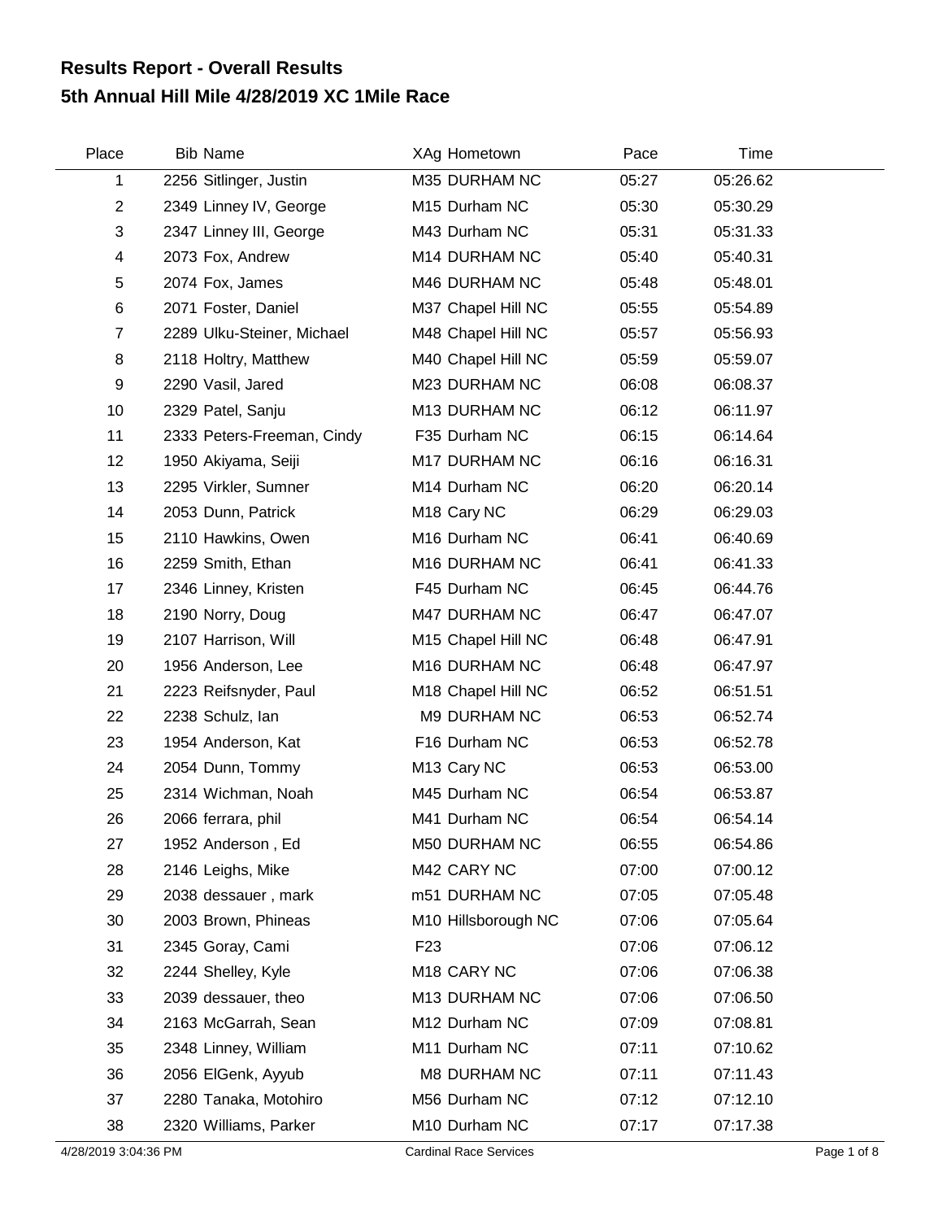# Results Report - Overall Results
## 5th Annual Hill Mile 4/28/2019 XC 1Mile Race

| Place | Bib | Name | XAg | Hometown | Pace | Time |
|---|---|---|---|---|---|---|
| 1 | 2256 | Sitlinger, Justin | M35 | DURHAM NC | 05:27 | 05:26.62 |
| 2 | 2349 | Linney IV, George | M15 | Durham NC | 05:30 | 05:30.29 |
| 3 | 2347 | Linney III, George | M43 | Durham NC | 05:31 | 05:31.33 |
| 4 | 2073 | Fox, Andrew | M14 | DURHAM NC | 05:40 | 05:40.31 |
| 5 | 2074 | Fox, James | M46 | DURHAM NC | 05:48 | 05:48.01 |
| 6 | 2071 | Foster, Daniel | M37 | Chapel Hill NC | 05:55 | 05:54.89 |
| 7 | 2289 | Ulku-Steiner, Michael | M48 | Chapel Hill NC | 05:57 | 05:56.93 |
| 8 | 2118 | Holtry, Matthew | M40 | Chapel Hill NC | 05:59 | 05:59.07 |
| 9 | 2290 | Vasil, Jared | M23 | DURHAM NC | 06:08 | 06:08.37 |
| 10 | 2329 | Patel, Sanju | M13 | DURHAM NC | 06:12 | 06:11.97 |
| 11 | 2333 | Peters-Freeman, Cindy | F35 | Durham NC | 06:15 | 06:14.64 |
| 12 | 1950 | Akiyama, Seiji | M17 | DURHAM NC | 06:16 | 06:16.31 |
| 13 | 2295 | Virkler, Sumner | M14 | Durham NC | 06:20 | 06:20.14 |
| 14 | 2053 | Dunn, Patrick | M18 | Cary NC | 06:29 | 06:29.03 |
| 15 | 2110 | Hawkins, Owen | M16 | Durham NC | 06:41 | 06:40.69 |
| 16 | 2259 | Smith, Ethan | M16 | DURHAM NC | 06:41 | 06:41.33 |
| 17 | 2346 | Linney, Kristen | F45 | Durham NC | 06:45 | 06:44.76 |
| 18 | 2190 | Norry, Doug | M47 | DURHAM NC | 06:47 | 06:47.07 |
| 19 | 2107 | Harrison, Will | M15 | Chapel Hill NC | 06:48 | 06:47.91 |
| 20 | 1956 | Anderson, Lee | M16 | DURHAM NC | 06:48 | 06:47.97 |
| 21 | 2223 | Reifsnyder, Paul | M18 | Chapel Hill NC | 06:52 | 06:51.51 |
| 22 | 2238 | Schulz, Ian | M9 | DURHAM NC | 06:53 | 06:52.74 |
| 23 | 1954 | Anderson, Kat | F16 | Durham NC | 06:53 | 06:52.78 |
| 24 | 2054 | Dunn, Tommy | M13 | Cary NC | 06:53 | 06:53.00 |
| 25 | 2314 | Wichman, Noah | M45 | Durham NC | 06:54 | 06:53.87 |
| 26 | 2066 | ferrara, phil | M41 | Durham NC | 06:54 | 06:54.14 |
| 27 | 1952 | Anderson , Ed | M50 | DURHAM NC | 06:55 | 06:54.86 |
| 28 | 2146 | Leighs, Mike | M42 | CARY NC | 07:00 | 07:00.12 |
| 29 | 2038 | dessauer , mark | m51 | DURHAM NC | 07:05 | 07:05.48 |
| 30 | 2003 | Brown, Phineas | M10 | Hillsborough NC | 07:06 | 07:05.64 |
| 31 | 2345 | Goray, Cami | F23 | | 07:06 | 07:06.12 |
| 32 | 2244 | Shelley, Kyle | M18 | CARY NC | 07:06 | 07:06.38 |
| 33 | 2039 | dessauer, theo | M13 | DURHAM NC | 07:06 | 07:06.50 |
| 34 | 2163 | McGarrah, Sean | M12 | Durham NC | 07:09 | 07:08.81 |
| 35 | 2348 | Linney, William | M11 | Durham NC | 07:11 | 07:10.62 |
| 36 | 2056 | ElGenk, Ayyub | M8 | DURHAM NC | 07:11 | 07:11.43 |
| 37 | 2280 | Tanaka, Motohiro | M56 | Durham NC | 07:12 | 07:12.10 |
| 38 | 2320 | Williams, Parker | M10 | Durham NC | 07:17 | 07:17.38 |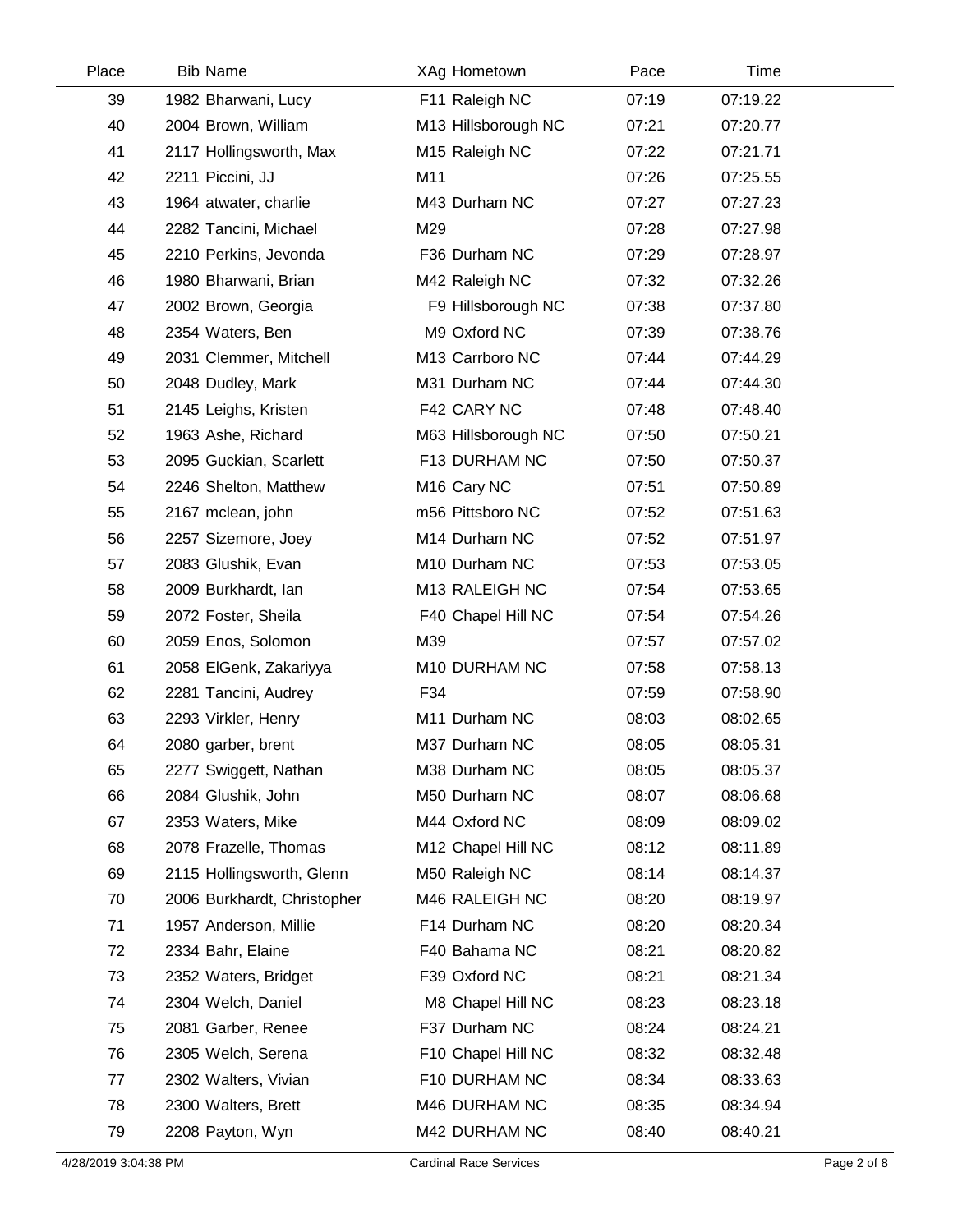| Place | Bib | Name | XAg | Hometown | Pace | Time |
|---|---|---|---|---|---|---|
| 39 | 1982 | Bharwani, Lucy | F11 | Raleigh NC | 07:19 | 07:19.22 |
| 40 | 2004 | Brown, William | M13 | Hillsborough NC | 07:21 | 07:20.77 |
| 41 | 2117 | Hollingsworth, Max | M15 | Raleigh NC | 07:22 | 07:21.71 |
| 42 | 2211 | Piccini, JJ | M11 | | 07:26 | 07:25.55 |
| 43 | 1964 | atwater, charlie | M43 | Durham NC | 07:27 | 07:27.23 |
| 44 | 2282 | Tancini, Michael | M29 | | 07:28 | 07:27.98 |
| 45 | 2210 | Perkins, Jevonda | F36 | Durham NC | 07:29 | 07:28.97 |
| 46 | 1980 | Bharwani, Brian | M42 | Raleigh NC | 07:32 | 07:32.26 |
| 47 | 2002 | Brown, Georgia | F9 | Hillsborough NC | 07:38 | 07:37.80 |
| 48 | 2354 | Waters, Ben | M9 | Oxford NC | 07:39 | 07:38.76 |
| 49 | 2031 | Clemmer, Mitchell | M13 | Carrboro NC | 07:44 | 07:44.29 |
| 50 | 2048 | Dudley, Mark | M31 | Durham NC | 07:44 | 07:44.30 |
| 51 | 2145 | Leighs, Kristen | F42 | CARY NC | 07:48 | 07:48.40 |
| 52 | 1963 | Ashe, Richard | M63 | Hillsborough NC | 07:50 | 07:50.21 |
| 53 | 2095 | Guckian, Scarlett | F13 | DURHAM NC | 07:50 | 07:50.37 |
| 54 | 2246 | Shelton, Matthew | M16 | Cary NC | 07:51 | 07:50.89 |
| 55 | 2167 | mclean, john | m56 | Pittsboro NC | 07:52 | 07:51.63 |
| 56 | 2257 | Sizemore, Joey | M14 | Durham NC | 07:52 | 07:51.97 |
| 57 | 2083 | Glushik, Evan | M10 | Durham NC | 07:53 | 07:53.05 |
| 58 | 2009 | Burkhardt, Ian | M13 | RALEIGH NC | 07:54 | 07:53.65 |
| 59 | 2072 | Foster, Sheila | F40 | Chapel Hill NC | 07:54 | 07:54.26 |
| 60 | 2059 | Enos, Solomon | M39 | | 07:57 | 07:57.02 |
| 61 | 2058 | ElGenk, Zakariyya | M10 | DURHAM NC | 07:58 | 07:58.13 |
| 62 | 2281 | Tancini, Audrey | F34 | | 07:59 | 07:58.90 |
| 63 | 2293 | Virkler, Henry | M11 | Durham NC | 08:03 | 08:02.65 |
| 64 | 2080 | garber, brent | M37 | Durham NC | 08:05 | 08:05.31 |
| 65 | 2277 | Swiggett, Nathan | M38 | Durham NC | 08:05 | 08:05.37 |
| 66 | 2084 | Glushik, John | M50 | Durham NC | 08:07 | 08:06.68 |
| 67 | 2353 | Waters, Mike | M44 | Oxford NC | 08:09 | 08:09.02 |
| 68 | 2078 | Frazelle, Thomas | M12 | Chapel Hill NC | 08:12 | 08:11.89 |
| 69 | 2115 | Hollingsworth, Glenn | M50 | Raleigh NC | 08:14 | 08:14.37 |
| 70 | 2006 | Burkhardt, Christopher | M46 | RALEIGH NC | 08:20 | 08:19.97 |
| 71 | 1957 | Anderson, Millie | F14 | Durham NC | 08:20 | 08:20.34 |
| 72 | 2334 | Bahr, Elaine | F40 | Bahama NC | 08:21 | 08:20.82 |
| 73 | 2352 | Waters, Bridget | F39 | Oxford NC | 08:21 | 08:21.34 |
| 74 | 2304 | Welch, Daniel | M8 | Chapel Hill NC | 08:23 | 08:23.18 |
| 75 | 2081 | Garber, Renee | F37 | Durham NC | 08:24 | 08:24.21 |
| 76 | 2305 | Welch, Serena | F10 | Chapel Hill NC | 08:32 | 08:32.48 |
| 77 | 2302 | Walters, Vivian | F10 | DURHAM NC | 08:34 | 08:33.63 |
| 78 | 2300 | Walters, Brett | M46 | DURHAM NC | 08:35 | 08:34.94 |
| 79 | 2208 | Payton, Wyn | M42 | DURHAM NC | 08:40 | 08:40.21 |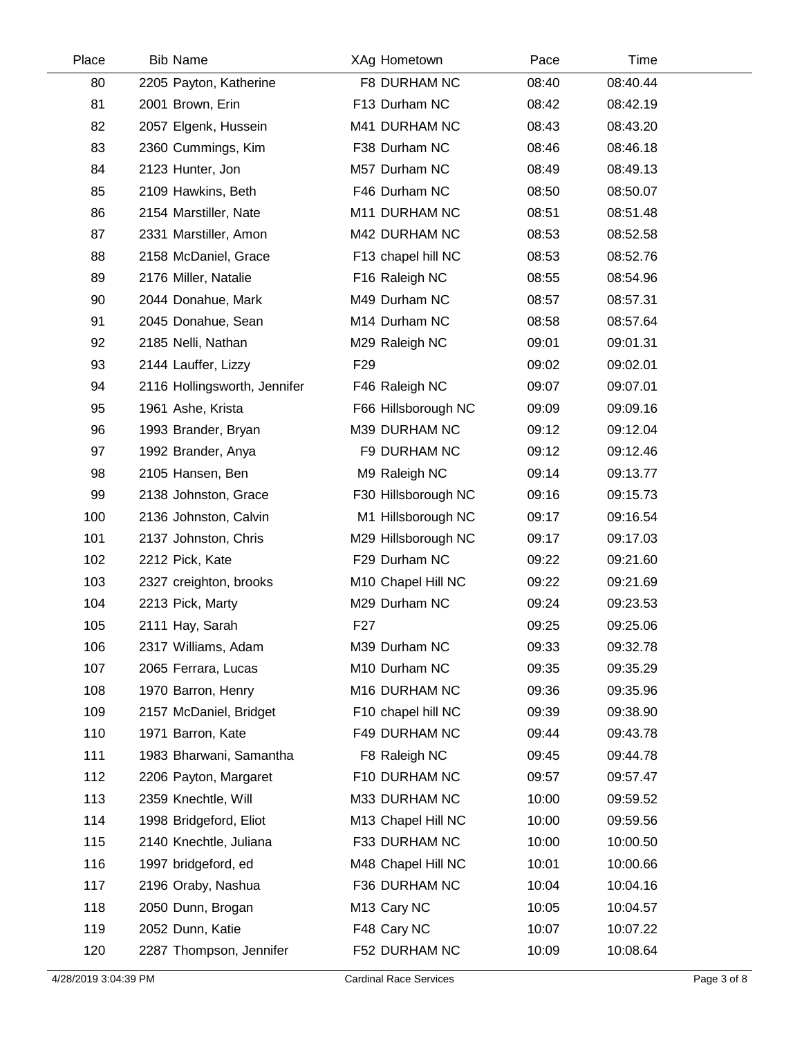| Place | Bib | Name | XAg | Hometown | Pace | Time |
|---|---|---|---|---|---|---|
| 80 | 2205 | Payton, Katherine | F8 | DURHAM NC | 08:40 | 08:40.44 |
| 81 | 2001 | Brown, Erin | F13 | Durham NC | 08:42 | 08:42.19 |
| 82 | 2057 | Elgenk, Hussein | M41 | DURHAM NC | 08:43 | 08:43.20 |
| 83 | 2360 | Cummings, Kim | F38 | Durham NC | 08:46 | 08:46.18 |
| 84 | 2123 | Hunter, Jon | M57 | Durham NC | 08:49 | 08:49.13 |
| 85 | 2109 | Hawkins, Beth | F46 | Durham NC | 08:50 | 08:50.07 |
| 86 | 2154 | Marstiller, Nate | M11 | DURHAM NC | 08:51 | 08:51.48 |
| 87 | 2331 | Marstiller, Amon | M42 | DURHAM NC | 08:53 | 08:52.58 |
| 88 | 2158 | McDaniel, Grace | F13 | chapel hill NC | 08:53 | 08:52.76 |
| 89 | 2176 | Miller, Natalie | F16 | Raleigh NC | 08:55 | 08:54.96 |
| 90 | 2044 | Donahue, Mark | M49 | Durham NC | 08:57 | 08:57.31 |
| 91 | 2045 | Donahue, Sean | M14 | Durham NC | 08:58 | 08:57.64 |
| 92 | 2185 | Nelli, Nathan | M29 | Raleigh NC | 09:01 | 09:01.31 |
| 93 | 2144 | Lauffer, Lizzy | F29 | | 09:02 | 09:02.01 |
| 94 | 2116 | Hollingsworth, Jennifer | F46 | Raleigh NC | 09:07 | 09:07.01 |
| 95 | 1961 | Ashe, Krista | F66 | Hillsborough NC | 09:09 | 09:09.16 |
| 96 | 1993 | Brander, Bryan | M39 | DURHAM NC | 09:12 | 09:12.04 |
| 97 | 1992 | Brander, Anya | F9 | DURHAM NC | 09:12 | 09:12.46 |
| 98 | 2105 | Hansen, Ben | M9 | Raleigh NC | 09:14 | 09:13.77 |
| 99 | 2138 | Johnston, Grace | F30 | Hillsborough NC | 09:16 | 09:15.73 |
| 100 | 2136 | Johnston, Calvin | M1 | Hillsborough NC | 09:17 | 09:16.54 |
| 101 | 2137 | Johnston, Chris | M29 | Hillsborough NC | 09:17 | 09:17.03 |
| 102 | 2212 | Pick, Kate | F29 | Durham NC | 09:22 | 09:21.60 |
| 103 | 2327 | creighton, brooks | M10 | Chapel Hill NC | 09:22 | 09:21.69 |
| 104 | 2213 | Pick, Marty | M29 | Durham NC | 09:24 | 09:23.53 |
| 105 | 2111 | Hay, Sarah | F27 | | 09:25 | 09:25.06 |
| 106 | 2317 | Williams, Adam | M39 | Durham NC | 09:33 | 09:32.78 |
| 107 | 2065 | Ferrara, Lucas | M10 | Durham NC | 09:35 | 09:35.29 |
| 108 | 1970 | Barron, Henry | M16 | DURHAM NC | 09:36 | 09:35.96 |
| 109 | 2157 | McDaniel, Bridget | F10 | chapel hill NC | 09:39 | 09:38.90 |
| 110 | 1971 | Barron, Kate | F49 | DURHAM NC | 09:44 | 09:43.78 |
| 111 | 1983 | Bharwani, Samantha | F8 | Raleigh NC | 09:45 | 09:44.78 |
| 112 | 2206 | Payton, Margaret | F10 | DURHAM NC | 09:57 | 09:57.47 |
| 113 | 2359 | Knechtle, Will | M33 | DURHAM NC | 10:00 | 09:59.52 |
| 114 | 1998 | Bridgeford, Eliot | M13 | Chapel Hill NC | 10:00 | 09:59.56 |
| 115 | 2140 | Knechtle, Juliana | F33 | DURHAM NC | 10:00 | 10:00.50 |
| 116 | 1997 | bridgeford, ed | M48 | Chapel Hill NC | 10:01 | 10:00.66 |
| 117 | 2196 | Oraby, Nashua | F36 | DURHAM NC | 10:04 | 10:04.16 |
| 118 | 2050 | Dunn, Brogan | M13 | Cary NC | 10:05 | 10:04.57 |
| 119 | 2052 | Dunn, Katie | F48 | Cary NC | 10:07 | 10:07.22 |
| 120 | 2287 | Thompson, Jennifer | F52 | DURHAM NC | 10:09 | 10:08.64 |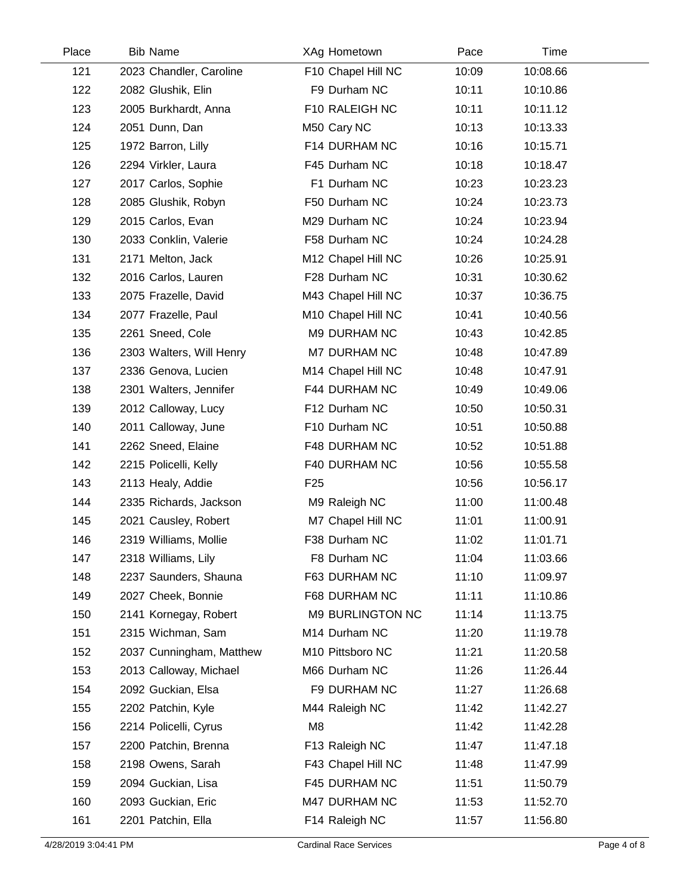| Place | Bib | Name | XAg | Hometown | Pace | Time |
|---|---|---|---|---|---|---|
| 121 | 2023 | Chandler, Caroline | F10 | Chapel Hill NC | 10:09 | 10:08.66 |
| 122 | 2082 | Glushik, Elin | F9 | Durham NC | 10:11 | 10:10.86 |
| 123 | 2005 | Burkhardt, Anna | F10 | RALEIGH NC | 10:11 | 10:11.12 |
| 124 | 2051 | Dunn, Dan | M50 | Cary NC | 10:13 | 10:13.33 |
| 125 | 1972 | Barron, Lilly | F14 | DURHAM NC | 10:16 | 10:15.71 |
| 126 | 2294 | Virkler, Laura | F45 | Durham NC | 10:18 | 10:18.47 |
| 127 | 2017 | Carlos, Sophie | F1 | Durham NC | 10:23 | 10:23.23 |
| 128 | 2085 | Glushik, Robyn | F50 | Durham NC | 10:24 | 10:23.73 |
| 129 | 2015 | Carlos, Evan | M29 | Durham NC | 10:24 | 10:23.94 |
| 130 | 2033 | Conklin, Valerie | F58 | Durham NC | 10:24 | 10:24.28 |
| 131 | 2171 | Melton, Jack | M12 | Chapel Hill NC | 10:26 | 10:25.91 |
| 132 | 2016 | Carlos, Lauren | F28 | Durham NC | 10:31 | 10:30.62 |
| 133 | 2075 | Frazelle, David | M43 | Chapel Hill NC | 10:37 | 10:36.75 |
| 134 | 2077 | Frazelle, Paul | M10 | Chapel Hill NC | 10:41 | 10:40.56 |
| 135 | 2261 | Sneed, Cole | M9 | DURHAM NC | 10:43 | 10:42.85 |
| 136 | 2303 | Walters, Will Henry | M7 | DURHAM NC | 10:48 | 10:47.89 |
| 137 | 2336 | Genova, Lucien | M14 | Chapel Hill NC | 10:48 | 10:47.91 |
| 138 | 2301 | Walters, Jennifer | F44 | DURHAM NC | 10:49 | 10:49.06 |
| 139 | 2012 | Calloway, Lucy | F12 | Durham NC | 10:50 | 10:50.31 |
| 140 | 2011 | Calloway, June | F10 | Durham NC | 10:51 | 10:50.88 |
| 141 | 2262 | Sneed, Elaine | F48 | DURHAM NC | 10:52 | 10:51.88 |
| 142 | 2215 | Policelli, Kelly | F40 | DURHAM NC | 10:56 | 10:55.58 |
| 143 | 2113 | Healy, Addie | F25 | | 10:56 | 10:56.17 |
| 144 | 2335 | Richards, Jackson | M9 | Raleigh NC | 11:00 | 11:00.48 |
| 145 | 2021 | Causley, Robert | M7 | Chapel Hill NC | 11:01 | 11:00.91 |
| 146 | 2319 | Williams, Mollie | F38 | Durham NC | 11:02 | 11:01.71 |
| 147 | 2318 | Williams, Lily | F8 | Durham NC | 11:04 | 11:03.66 |
| 148 | 2237 | Saunders, Shauna | F63 | DURHAM NC | 11:10 | 11:09.97 |
| 149 | 2027 | Cheek, Bonnie | F68 | DURHAM NC | 11:11 | 11:10.86 |
| 150 | 2141 | Kornegay, Robert | M9 | BURLINGTON NC | 11:14 | 11:13.75 |
| 151 | 2315 | Wichman, Sam | M14 | Durham NC | 11:20 | 11:19.78 |
| 152 | 2037 | Cunningham, Matthew | M10 | Pittsboro NC | 11:21 | 11:20.58 |
| 153 | 2013 | Calloway, Michael | M66 | Durham NC | 11:26 | 11:26.44 |
| 154 | 2092 | Guckian, Elsa | F9 | DURHAM NC | 11:27 | 11:26.68 |
| 155 | 2202 | Patchin, Kyle | M44 | Raleigh NC | 11:42 | 11:42.27 |
| 156 | 2214 | Policelli, Cyrus | M8 | | 11:42 | 11:42.28 |
| 157 | 2200 | Patchin, Brenna | F13 | Raleigh NC | 11:47 | 11:47.18 |
| 158 | 2198 | Owens, Sarah | F43 | Chapel Hill NC | 11:48 | 11:47.99 |
| 159 | 2094 | Guckian, Lisa | F45 | DURHAM NC | 11:51 | 11:50.79 |
| 160 | 2093 | Guckian, Eric | M47 | DURHAM NC | 11:53 | 11:52.70 |
| 161 | 2201 | Patchin, Ella | F14 | Raleigh NC | 11:57 | 11:56.80 |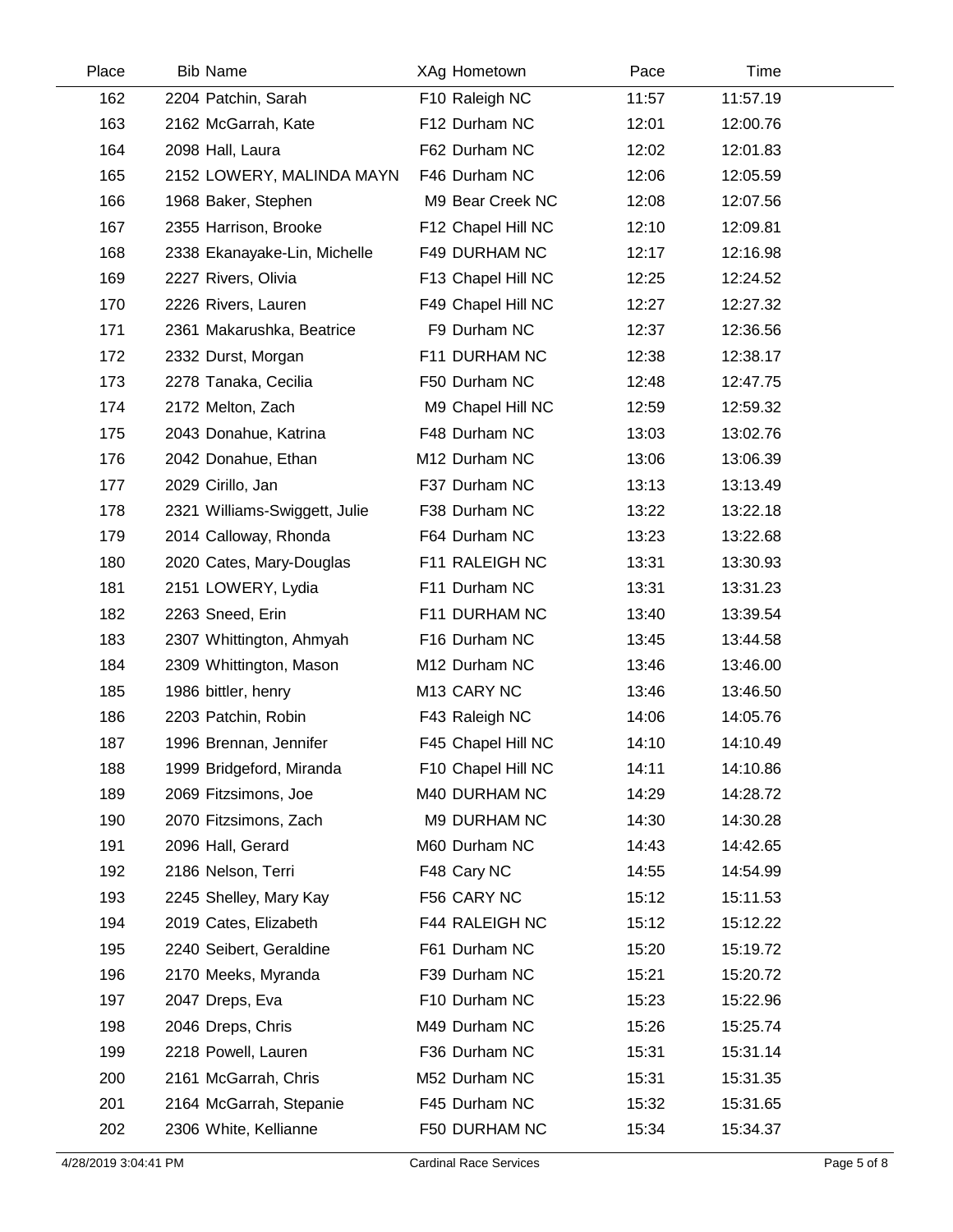| Place | Bib | Name | XAg | Hometown | Pace | Time |
|---|---|---|---|---|---|---|
| 162 | 2204 | Patchin, Sarah | F10 | Raleigh NC | 11:57 | 11:57.19 |
| 163 | 2162 | McGarrah, Kate | F12 | Durham NC | 12:01 | 12:00.76 |
| 164 | 2098 | Hall, Laura | F62 | Durham NC | 12:02 | 12:01.83 |
| 165 | 2152 | LOWERY, MALINDA MAYN | F46 | Durham NC | 12:06 | 12:05.59 |
| 166 | 1968 | Baker, Stephen | M9 | Bear Creek NC | 12:08 | 12:07.56 |
| 167 | 2355 | Harrison, Brooke | F12 | Chapel Hill NC | 12:10 | 12:09.81 |
| 168 | 2338 | Ekanayake-Lin, Michelle | F49 | DURHAM NC | 12:17 | 12:16.98 |
| 169 | 2227 | Rivers, Olivia | F13 | Chapel Hill NC | 12:25 | 12:24.52 |
| 170 | 2226 | Rivers, Lauren | F49 | Chapel Hill NC | 12:27 | 12:27.32 |
| 171 | 2361 | Makarushka, Beatrice | F9 | Durham NC | 12:37 | 12:36.56 |
| 172 | 2332 | Durst, Morgan | F11 | DURHAM NC | 12:38 | 12:38.17 |
| 173 | 2278 | Tanaka, Cecilia | F50 | Durham NC | 12:48 | 12:47.75 |
| 174 | 2172 | Melton, Zach | M9 | Chapel Hill NC | 12:59 | 12:59.32 |
| 175 | 2043 | Donahue, Katrina | F48 | Durham NC | 13:03 | 13:02.76 |
| 176 | 2042 | Donahue, Ethan | M12 | Durham NC | 13:06 | 13:06.39 |
| 177 | 2029 | Cirillo, Jan | F37 | Durham NC | 13:13 | 13:13.49 |
| 178 | 2321 | Williams-Swiggett, Julie | F38 | Durham NC | 13:22 | 13:22.18 |
| 179 | 2014 | Calloway, Rhonda | F64 | Durham NC | 13:23 | 13:22.68 |
| 180 | 2020 | Cates, Mary-Douglas | F11 | RALEIGH NC | 13:31 | 13:30.93 |
| 181 | 2151 | LOWERY, Lydia | F11 | Durham NC | 13:31 | 13:31.23 |
| 182 | 2263 | Sneed, Erin | F11 | DURHAM NC | 13:40 | 13:39.54 |
| 183 | 2307 | Whittington, Ahmyah | F16 | Durham NC | 13:45 | 13:44.58 |
| 184 | 2309 | Whittington, Mason | M12 | Durham NC | 13:46 | 13:46.00 |
| 185 | 1986 | bittler, henry | M13 | CARY NC | 13:46 | 13:46.50 |
| 186 | 2203 | Patchin, Robin | F43 | Raleigh NC | 14:06 | 14:05.76 |
| 187 | 1996 | Brennan, Jennifer | F45 | Chapel Hill NC | 14:10 | 14:10.49 |
| 188 | 1999 | Bridgeford, Miranda | F10 | Chapel Hill NC | 14:11 | 14:10.86 |
| 189 | 2069 | Fitzsimons, Joe | M40 | DURHAM NC | 14:29 | 14:28.72 |
| 190 | 2070 | Fitzsimons, Zach | M9 | DURHAM NC | 14:30 | 14:30.28 |
| 191 | 2096 | Hall, Gerard | M60 | Durham NC | 14:43 | 14:42.65 |
| 192 | 2186 | Nelson, Terri | F48 | Cary NC | 14:55 | 14:54.99 |
| 193 | 2245 | Shelley, Mary Kay | F56 | CARY NC | 15:12 | 15:11.53 |
| 194 | 2019 | Cates, Elizabeth | F44 | RALEIGH NC | 15:12 | 15:12.22 |
| 195 | 2240 | Seibert, Geraldine | F61 | Durham NC | 15:20 | 15:19.72 |
| 196 | 2170 | Meeks, Myranda | F39 | Durham NC | 15:21 | 15:20.72 |
| 197 | 2047 | Dreps, Eva | F10 | Durham NC | 15:23 | 15:22.96 |
| 198 | 2046 | Dreps, Chris | M49 | Durham NC | 15:26 | 15:25.74 |
| 199 | 2218 | Powell, Lauren | F36 | Durham NC | 15:31 | 15:31.14 |
| 200 | 2161 | McGarrah, Chris | M52 | Durham NC | 15:31 | 15:31.35 |
| 201 | 2164 | McGarrah, Stepanie | F45 | Durham NC | 15:32 | 15:31.65 |
| 202 | 2306 | White, Kellianne | F50 | DURHAM NC | 15:34 | 15:34.37 |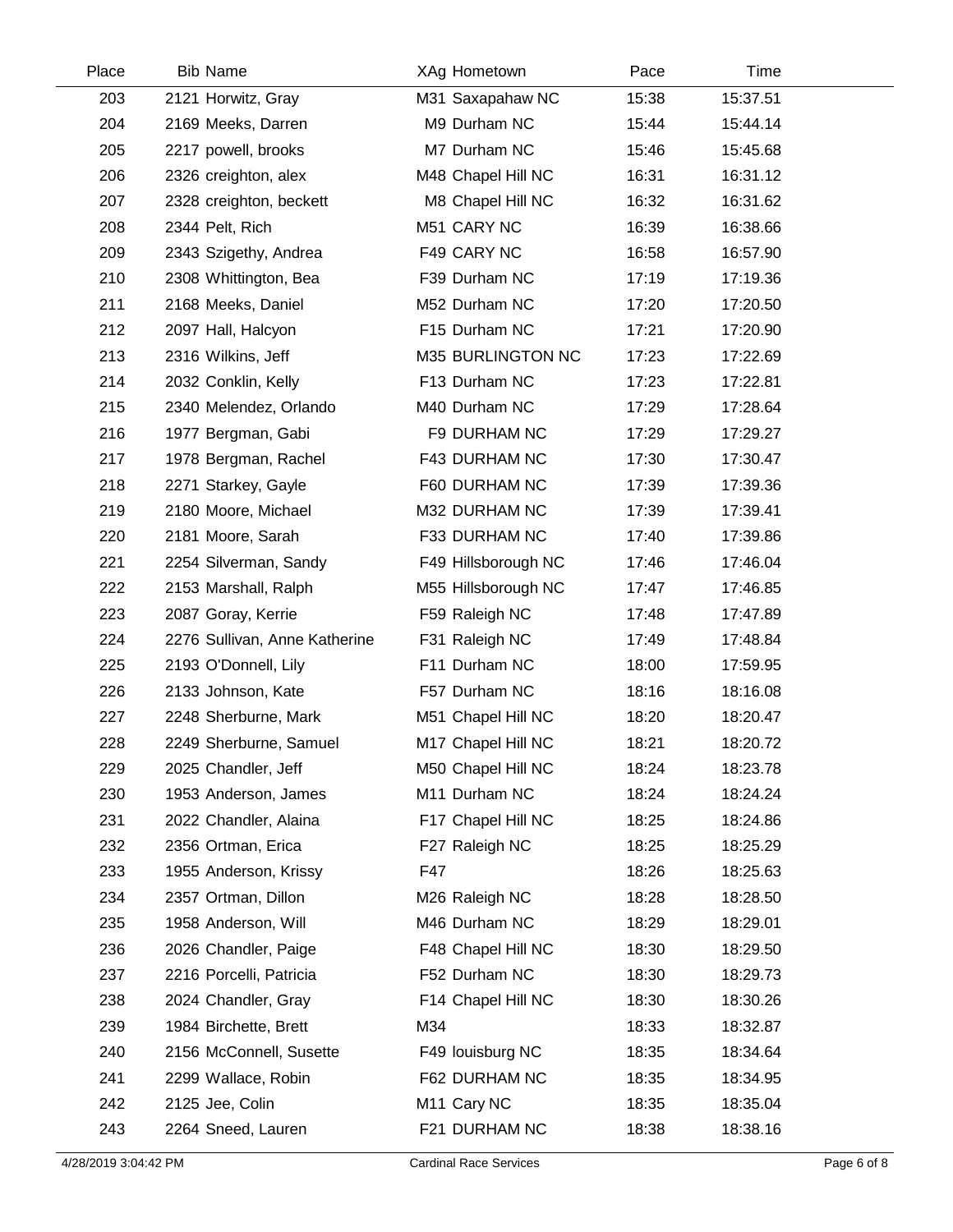| Place | Bib | Name | XAg | Hometown | Pace | Time |
|---|---|---|---|---|---|---|
| 203 | 2121 | Horwitz, Gray | M31 | Saxapahaw NC | 15:38 | 15:37.51 |
| 204 | 2169 | Meeks, Darren | M9 | Durham NC | 15:44 | 15:44.14 |
| 205 | 2217 | powell, brooks | M7 | Durham NC | 15:46 | 15:45.68 |
| 206 | 2326 | creighton, alex | M48 | Chapel Hill NC | 16:31 | 16:31.12 |
| 207 | 2328 | creighton, beckett | M8 | Chapel Hill NC | 16:32 | 16:31.62 |
| 208 | 2344 | Pelt, Rich | M51 | CARY NC | 16:39 | 16:38.66 |
| 209 | 2343 | Szigethy, Andrea | F49 | CARY NC | 16:58 | 16:57.90 |
| 210 | 2308 | Whittington, Bea | F39 | Durham NC | 17:19 | 17:19.36 |
| 211 | 2168 | Meeks, Daniel | M52 | Durham NC | 17:20 | 17:20.50 |
| 212 | 2097 | Hall, Halcyon | F15 | Durham NC | 17:21 | 17:20.90 |
| 213 | 2316 | Wilkins, Jeff | M35 | BURLINGTON NC | 17:23 | 17:22.69 |
| 214 | 2032 | Conklin, Kelly | F13 | Durham NC | 17:23 | 17:22.81 |
| 215 | 2340 | Melendez, Orlando | M40 | Durham NC | 17:29 | 17:28.64 |
| 216 | 1977 | Bergman, Gabi | F9 | DURHAM NC | 17:29 | 17:29.27 |
| 217 | 1978 | Bergman, Rachel | F43 | DURHAM NC | 17:30 | 17:30.47 |
| 218 | 2271 | Starkey, Gayle | F60 | DURHAM NC | 17:39 | 17:39.36 |
| 219 | 2180 | Moore, Michael | M32 | DURHAM NC | 17:39 | 17:39.41 |
| 220 | 2181 | Moore, Sarah | F33 | DURHAM NC | 17:40 | 17:39.86 |
| 221 | 2254 | Silverman, Sandy | F49 | Hillsborough NC | 17:46 | 17:46.04 |
| 222 | 2153 | Marshall, Ralph | M55 | Hillsborough NC | 17:47 | 17:46.85 |
| 223 | 2087 | Goray, Kerrie | F59 | Raleigh NC | 17:48 | 17:47.89 |
| 224 | 2276 | Sullivan, Anne Katherine | F31 | Raleigh NC | 17:49 | 17:48.84 |
| 225 | 2193 | O'Donnell, Lily | F11 | Durham NC | 18:00 | 17:59.95 |
| 226 | 2133 | Johnson, Kate | F57 | Durham NC | 18:16 | 18:16.08 |
| 227 | 2248 | Sherburne, Mark | M51 | Chapel Hill NC | 18:20 | 18:20.47 |
| 228 | 2249 | Sherburne, Samuel | M17 | Chapel Hill NC | 18:21 | 18:20.72 |
| 229 | 2025 | Chandler, Jeff | M50 | Chapel Hill NC | 18:24 | 18:23.78 |
| 230 | 1953 | Anderson, James | M11 | Durham NC | 18:24 | 18:24.24 |
| 231 | 2022 | Chandler, Alaina | F17 | Chapel Hill NC | 18:25 | 18:24.86 |
| 232 | 2356 | Ortman, Erica | F27 | Raleigh NC | 18:25 | 18:25.29 |
| 233 | 1955 | Anderson, Krissy | F47 | | 18:26 | 18:25.63 |
| 234 | 2357 | Ortman, Dillon | M26 | Raleigh NC | 18:28 | 18:28.50 |
| 235 | 1958 | Anderson, Will | M46 | Durham NC | 18:29 | 18:29.01 |
| 236 | 2026 | Chandler, Paige | F48 | Chapel Hill NC | 18:30 | 18:29.50 |
| 237 | 2216 | Porcelli, Patricia | F52 | Durham NC | 18:30 | 18:29.73 |
| 238 | 2024 | Chandler, Gray | F14 | Chapel Hill NC | 18:30 | 18:30.26 |
| 239 | 1984 | Birchette, Brett | M34 | | 18:33 | 18:32.87 |
| 240 | 2156 | McConnell, Susette | F49 | louisburg NC | 18:35 | 18:34.64 |
| 241 | 2299 | Wallace, Robin | F62 | DURHAM NC | 18:35 | 18:34.95 |
| 242 | 2125 | Jee, Colin | M11 | Cary NC | 18:35 | 18:35.04 |
| 243 | 2264 | Sneed, Lauren | F21 | DURHAM NC | 18:38 | 18:38.16 |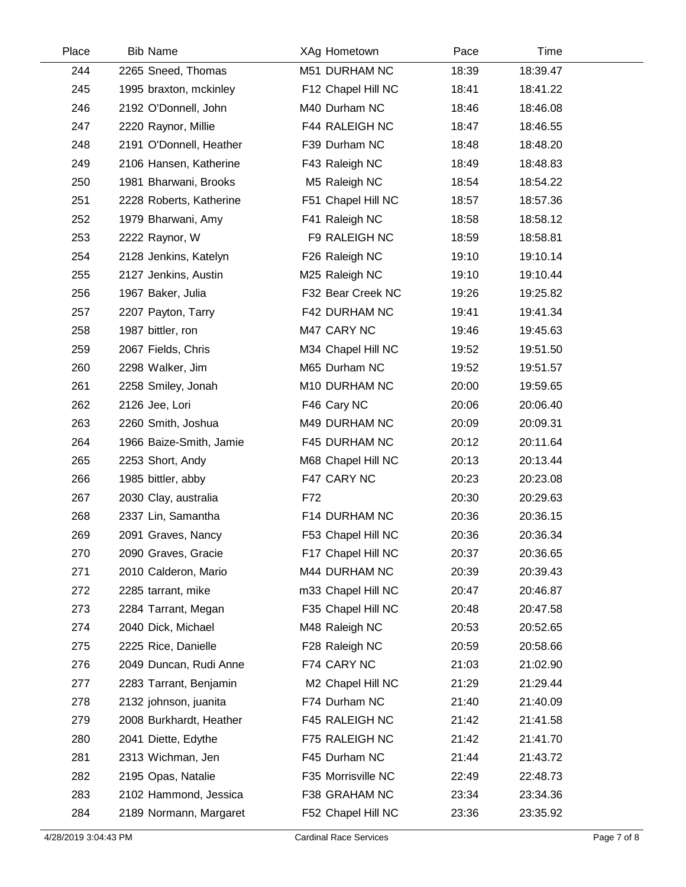| Place | Bib | Name | XAg | Hometown | Pace | Time |
|---|---|---|---|---|---|---|
| 244 | 2265 | Sneed, Thomas | M51 | DURHAM NC | 18:39 | 18:39.47 |
| 245 | 1995 | braxton, mckinley | F12 | Chapel Hill NC | 18:41 | 18:41.22 |
| 246 | 2192 | O'Donnell, John | M40 | Durham NC | 18:46 | 18:46.08 |
| 247 | 2220 | Raynor, Millie | F44 | RALEIGH NC | 18:47 | 18:46.55 |
| 248 | 2191 | O'Donnell, Heather | F39 | Durham NC | 18:48 | 18:48.20 |
| 249 | 2106 | Hansen, Katherine | F43 | Raleigh NC | 18:49 | 18:48.83 |
| 250 | 1981 | Bharwani, Brooks | M5 | Raleigh NC | 18:54 | 18:54.22 |
| 251 | 2228 | Roberts, Katherine | F51 | Chapel Hill NC | 18:57 | 18:57.36 |
| 252 | 1979 | Bharwani, Amy | F41 | Raleigh NC | 18:58 | 18:58.12 |
| 253 | 2222 | Raynor, W | F9 | RALEIGH NC | 18:59 | 18:58.81 |
| 254 | 2128 | Jenkins, Katelyn | F26 | Raleigh NC | 19:10 | 19:10.14 |
| 255 | 2127 | Jenkins, Austin | M25 | Raleigh NC | 19:10 | 19:10.44 |
| 256 | 1967 | Baker, Julia | F32 | Bear Creek NC | 19:26 | 19:25.82 |
| 257 | 2207 | Payton, Tarry | F42 | DURHAM NC | 19:41 | 19:41.34 |
| 258 | 1987 | bittler, ron | M47 | CARY NC | 19:46 | 19:45.63 |
| 259 | 2067 | Fields, Chris | M34 | Chapel Hill NC | 19:52 | 19:51.50 |
| 260 | 2298 | Walker, Jim | M65 | Durham NC | 19:52 | 19:51.57 |
| 261 | 2258 | Smiley, Jonah | M10 | DURHAM NC | 20:00 | 19:59.65 |
| 262 | 2126 | Jee, Lori | F46 | Cary NC | 20:06 | 20:06.40 |
| 263 | 2260 | Smith, Joshua | M49 | DURHAM NC | 20:09 | 20:09.31 |
| 264 | 1966 | Baize-Smith, Jamie | F45 | DURHAM NC | 20:12 | 20:11.64 |
| 265 | 2253 | Short, Andy | M68 | Chapel Hill NC | 20:13 | 20:13.44 |
| 266 | 1985 | bittler, abby | F47 | CARY NC | 20:23 | 20:23.08 |
| 267 | 2030 | Clay, australia | F72 | | 20:30 | 20:29.63 |
| 268 | 2337 | Lin, Samantha | F14 | DURHAM NC | 20:36 | 20:36.15 |
| 269 | 2091 | Graves, Nancy | F53 | Chapel Hill NC | 20:36 | 20:36.34 |
| 270 | 2090 | Graves, Gracie | F17 | Chapel Hill NC | 20:37 | 20:36.65 |
| 271 | 2010 | Calderon, Mario | M44 | DURHAM NC | 20:39 | 20:39.43 |
| 272 | 2285 | tarrant, mike | m33 | Chapel Hill NC | 20:47 | 20:46.87 |
| 273 | 2284 | Tarrant, Megan | F35 | Chapel Hill NC | 20:48 | 20:47.58 |
| 274 | 2040 | Dick, Michael | M48 | Raleigh NC | 20:53 | 20:52.65 |
| 275 | 2225 | Rice, Danielle | F28 | Raleigh NC | 20:59 | 20:58.66 |
| 276 | 2049 | Duncan, Rudi Anne | F74 | CARY NC | 21:03 | 21:02.90 |
| 277 | 2283 | Tarrant, Benjamin | M2 | Chapel Hill NC | 21:29 | 21:29.44 |
| 278 | 2132 | johnson, juanita | F74 | Durham NC | 21:40 | 21:40.09 |
| 279 | 2008 | Burkhardt, Heather | F45 | RALEIGH NC | 21:42 | 21:41.58 |
| 280 | 2041 | Diette, Edythe | F75 | RALEIGH NC | 21:42 | 21:41.70 |
| 281 | 2313 | Wichman, Jen | F45 | Durham NC | 21:44 | 21:43.72 |
| 282 | 2195 | Opas, Natalie | F35 | Morrisville NC | 22:49 | 22:48.73 |
| 283 | 2102 | Hammond, Jessica | F38 | GRAHAM NC | 23:34 | 23:34.36 |
| 284 | 2189 | Normann, Margaret | F52 | Chapel Hill NC | 23:36 | 23:35.92 |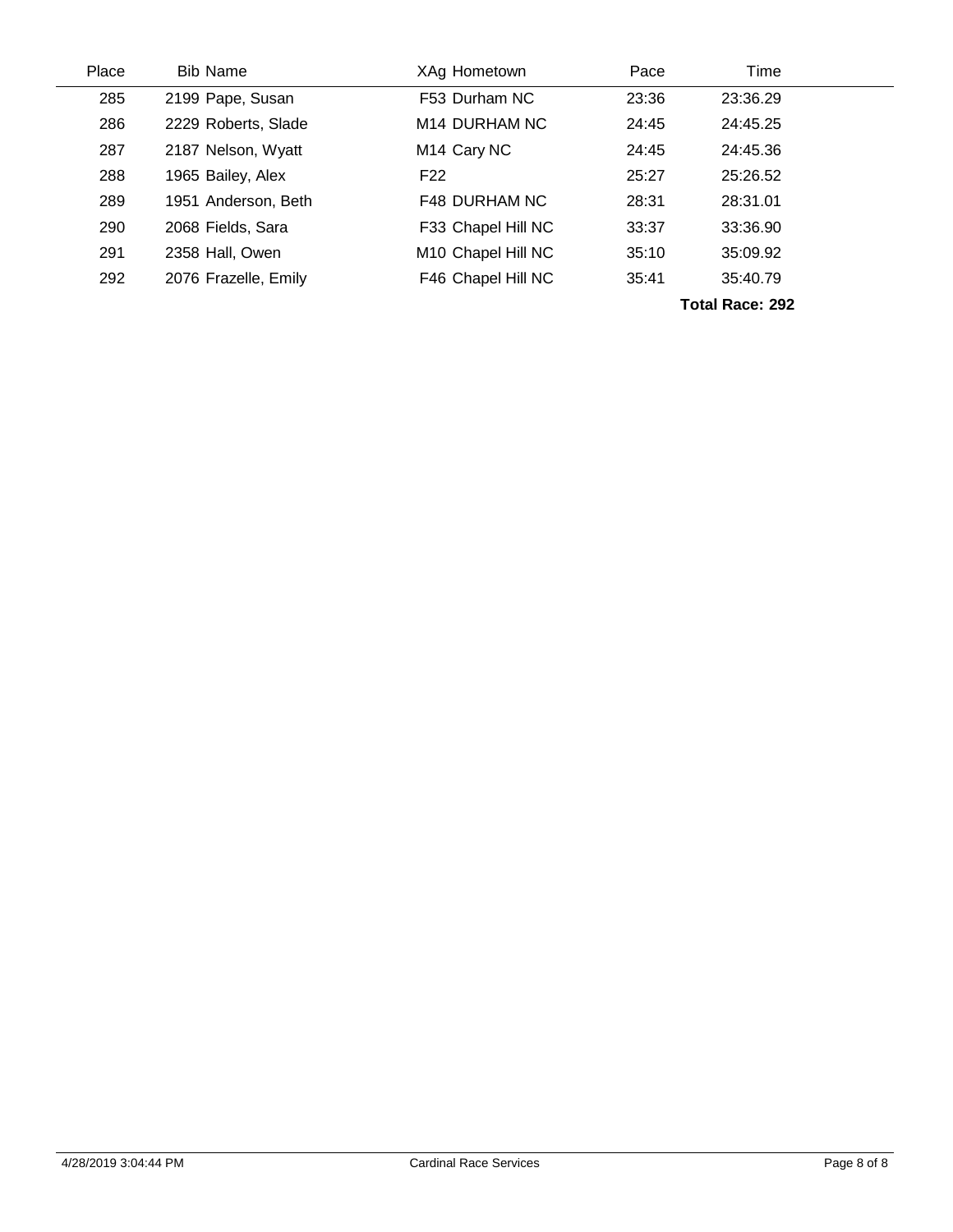| Place | Bib | Name | XAg | Hometown | Pace | Time |
|---|---|---|---|---|---|---|
| 285 | 2199 | Pape, Susan | F53 | Durham NC | 23:36 | 23:36.29 |
| 286 | 2229 | Roberts, Slade | M14 | DURHAM NC | 24:45 | 24:45.25 |
| 287 | 2187 | Nelson, Wyatt | M14 | Cary NC | 24:45 | 24:45.36 |
| 288 | 1965 | Bailey, Alex | F22 | | 25:27 | 25:26.52 |
| 289 | 1951 | Anderson, Beth | F48 | DURHAM NC | 28:31 | 28:31.01 |
| 290 | 2068 | Fields, Sara | F33 | Chapel Hill NC | 33:37 | 33:36.90 |
| 291 | 2358 | Hall, Owen | M10 | Chapel Hill NC | 35:10 | 35:09.92 |
| 292 | 2076 | Frazelle, Emily | F46 | Chapel Hill NC | 35:41 | 35:40.79 |

**Total Race: 292**

4/28/2019 3:04:44 PM Cardinal Race Services